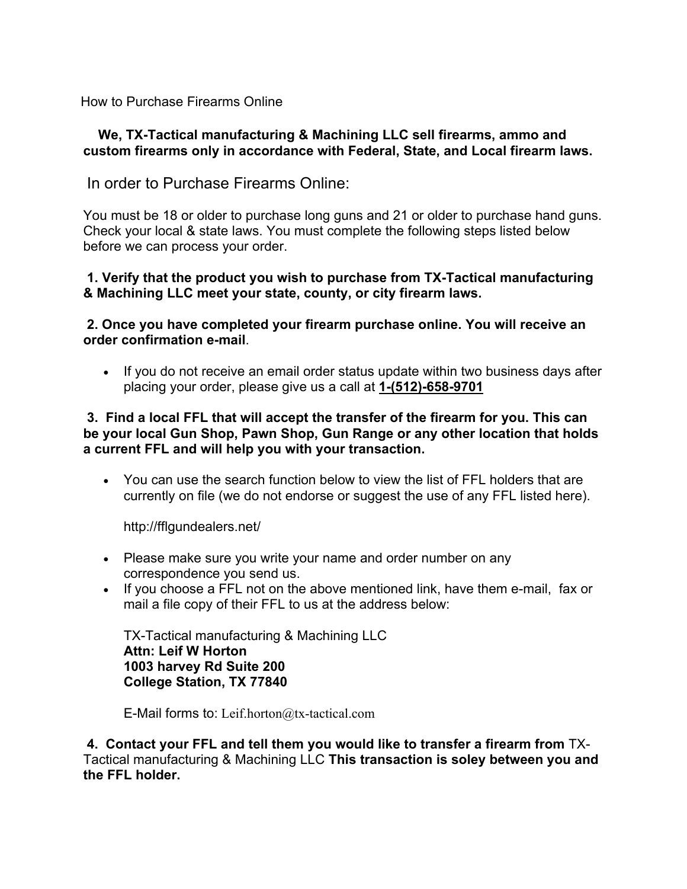How to Purchase Firearms Online

**We, TX-Tactical manufacturing & Machining LLC sell firearms, ammo and custom firearms only in accordance with Federal, State, and Local firearm laws.**

## In order to Purchase Firearms Online:

You must be 18 or older to purchase long guns and 21 or older to purchase hand guns. Check your local & state laws. You must complete the following steps listed below before we can process your order.

**1. Verify that the product you wish to purchase from TX-Tactical manufacturing & Machining LLC meet your state, county, or city firearm laws.**

**2. Once you have completed your firearm purchase online. You will receive an order confirmation e-mail**.

- If you do not receive an email order status update within two business days after placing your order, please give us a call at **1-(512)-658-9701**

**3. Find a local FFL that will accept the transfer of the firearm for you. This can be your local Gun Shop, Pawn Shop, Gun Range or any other location that holds a current FFL and will help you with your transaction.**

- You can use the search function below to view the list of FFL holders that are currently on file (we do not endorse or suggest the use of any FFL listed here).

  http://fflgundealers.net/

- Please make sure you write your name and order number on any correspondence you send us.
- If you choose a FFL not on the above mentioned link, have them e-mail, fax or mail a file copy of their FFL to us at the address below:

  TX-Tactical manufacturing & Machining LLC
  **Attn: Leif W Horton**
  **1003 harvey Rd Suite 200**
  **College Station, TX 77840**

  E-Mail forms to: Leif.horton@tx-tactical.com

**4. Contact your FFL and tell them you would like to transfer a firearm from** TX-Tactical manufacturing & Machining LLC **This transaction is soley between you and the FFL holder.**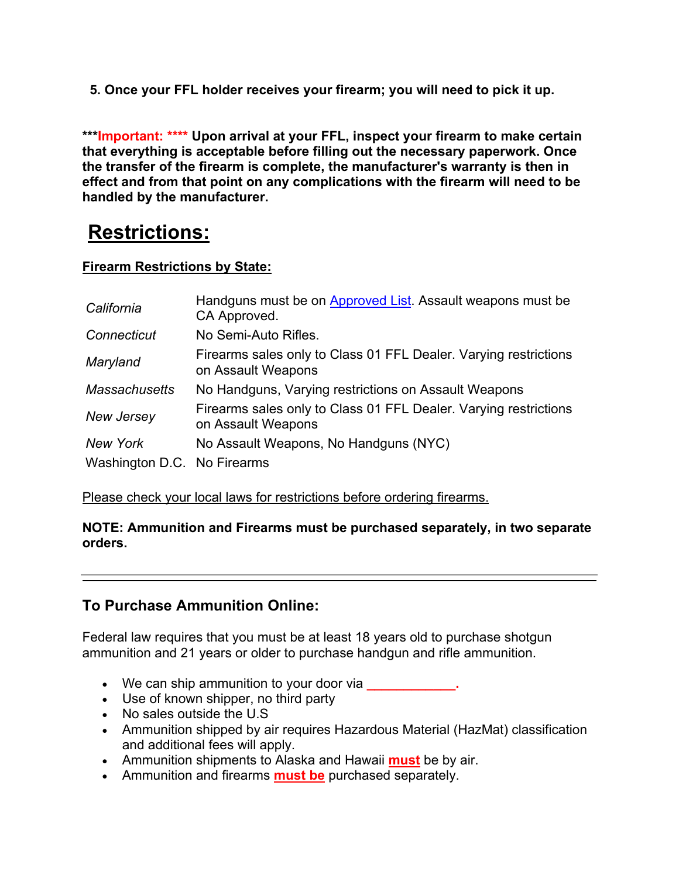**5. Once your FFL holder receives your firearm; you will need to pick it up.**

**\*\*\*Important: \*\*\*\* Upon arrival at your FFL, inspect your firearm to make certain that everything is acceptable before filling out the necessary paperwork. Once the transfer of the firearm is complete, the manufacturer's warranty is then in effect and from that point on any complications with the firearm will need to be handled by the manufacturer.**

# Restrictions:

**Firearm Restrictions by State:**

| | |
|---|---|
| *California* | Handguns must be on Approved List. Assault weapons must be CA Approved. |
| *Connecticut* | No Semi-Auto Rifles. |
| *Maryland* | Firearms sales only to Class 01 FFL Dealer. Varying restrictions on Assault Weapons |
| *Massachusetts* | No Handguns, Varying restrictions on Assault Weapons |
| *New Jersey* | Firearms sales only to Class 01 FFL Dealer. Varying restrictions on Assault Weapons |
| *New York* | No Assault Weapons, No Handguns (NYC) |
| Washington D.C. | No Firearms |

Please check your local laws for restrictions before ordering firearms.

**NOTE: Ammunition and Firearms must be purchased separately, in two separate orders.**

---

### To Purchase Ammunition Online:

Federal law requires that you must be at least 18 years old to purchase shotgun ammunition and 21 years or older to purchase handgun and rifle ammunition.

- We can ship ammunition to your door via ____________.
- Use of known shipper, no third party
- No sales outside the U.S
- Ammunition shipped by air requires Hazardous Material (HazMat) classification and additional fees will apply.
- Ammunition shipments to Alaska and Hawaii **must** be by air.
- Ammunition and firearms **must be** purchased separately.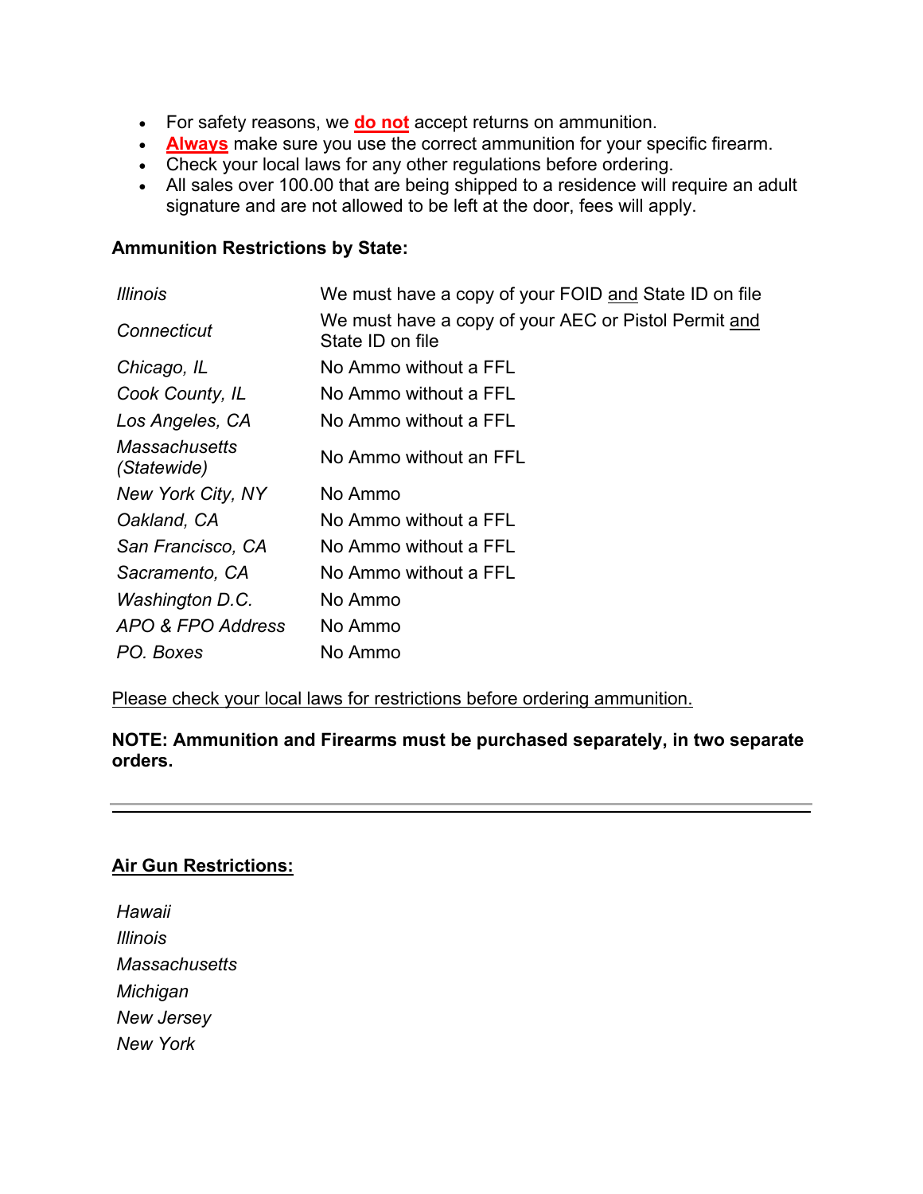- For safety reasons, we **do not** accept returns on ammunition.
- **Always** make sure you use the correct ammunition for your specific firearm.
- Check your local laws for any other regulations before ordering.
- All sales over 100.00 that are being shipped to a residence will require an adult signature and are not allowed to be left at the door, fees will apply.

**Ammunition Restrictions by State:**

| | |
|---|---|
| *Illinois* | We must have a copy of your FOID and State ID on file |
| *Connecticut* | We must have a copy of your AEC or Pistol Permit and State ID on file |
| *Chicago, IL* | No Ammo without a FFL |
| *Cook County, IL* | No Ammo without a FFL |
| *Los Angeles, CA* | No Ammo without a FFL |
| *Massachusetts (Statewide)* | No Ammo without an FFL |
| *New York City, NY* | No Ammo |
| *Oakland, CA* | No Ammo without a FFL |
| *San Francisco, CA* | No Ammo without a FFL |
| *Sacramento, CA* | No Ammo without a FFL |
| *Washington D.C.* | No Ammo |
| *APO & FPO Address* | No Ammo |
| *PO. Boxes* | No Ammo |

Please check your local laws for restrictions before ordering ammunition.

**NOTE: Ammunition and Firearms must be purchased separately, in two separate orders.**

---

**Air Gun Restrictions:**

*Hawaii*
*Illinois*
*Massachusetts*
*Michigan*
*New Jersey*
*New York*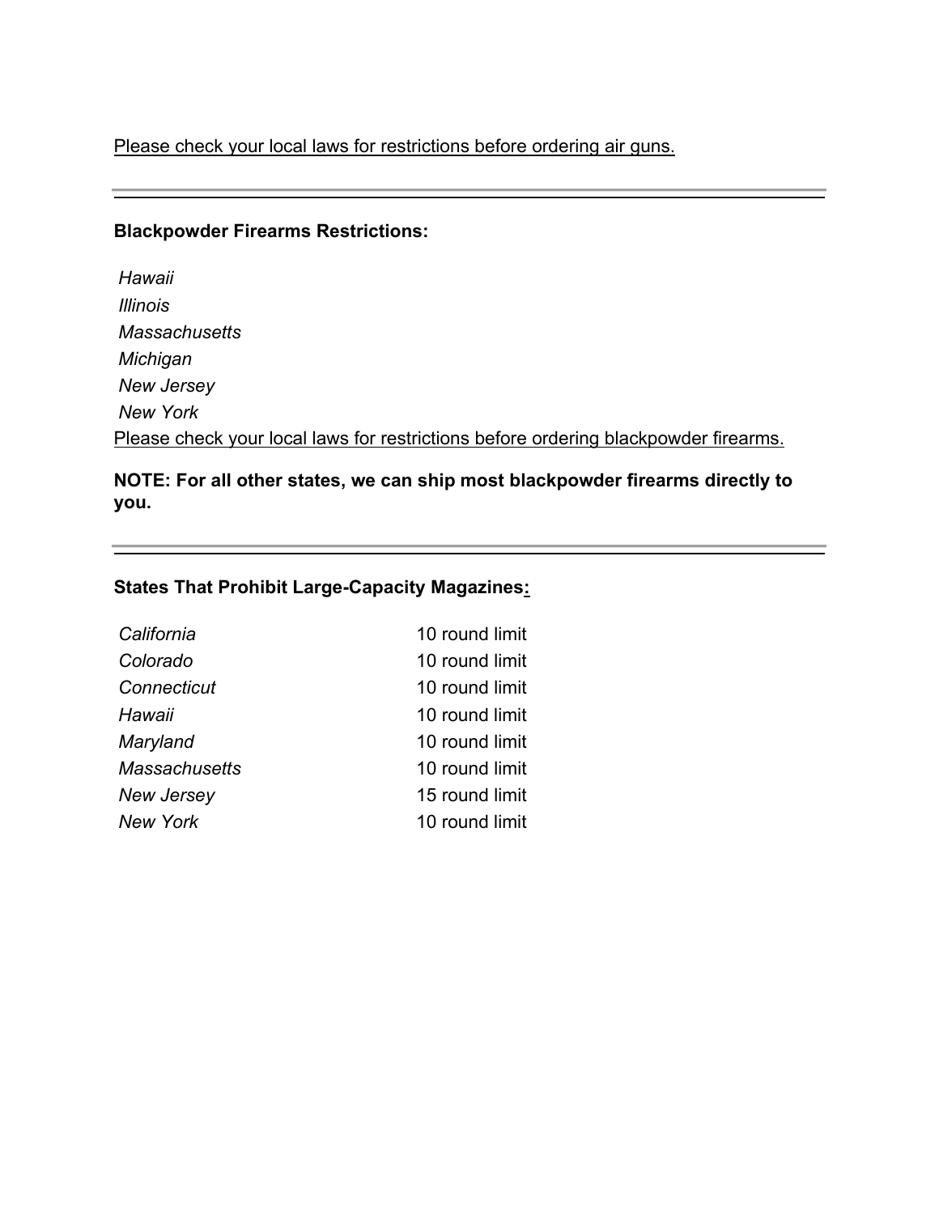Please check your local laws for restrictions before ordering air guns.

---

**Blackpowder Firearms Restrictions:**

*Hawaii*
*Illinois*
*Massachusetts*
*Michigan*
*New Jersey*
*New York*
Please check your local laws for restrictions before ordering blackpowder firearms.

**NOTE: For all other states, we can ship most blackpowder firearms directly to you.**

---

**States That Prohibit Large-Capacity Magazines:**

| | |
|---|---|
| *California* | 10 round limit |
| *Colorado* | 10 round limit |
| *Connecticut* | 10 round limit |
| *Hawaii* | 10 round limit |
| *Maryland* | 10 round limit |
| *Massachusetts* | 10 round limit |
| *New Jersey* | 15 round limit |
| *New York* | 10 round limit |